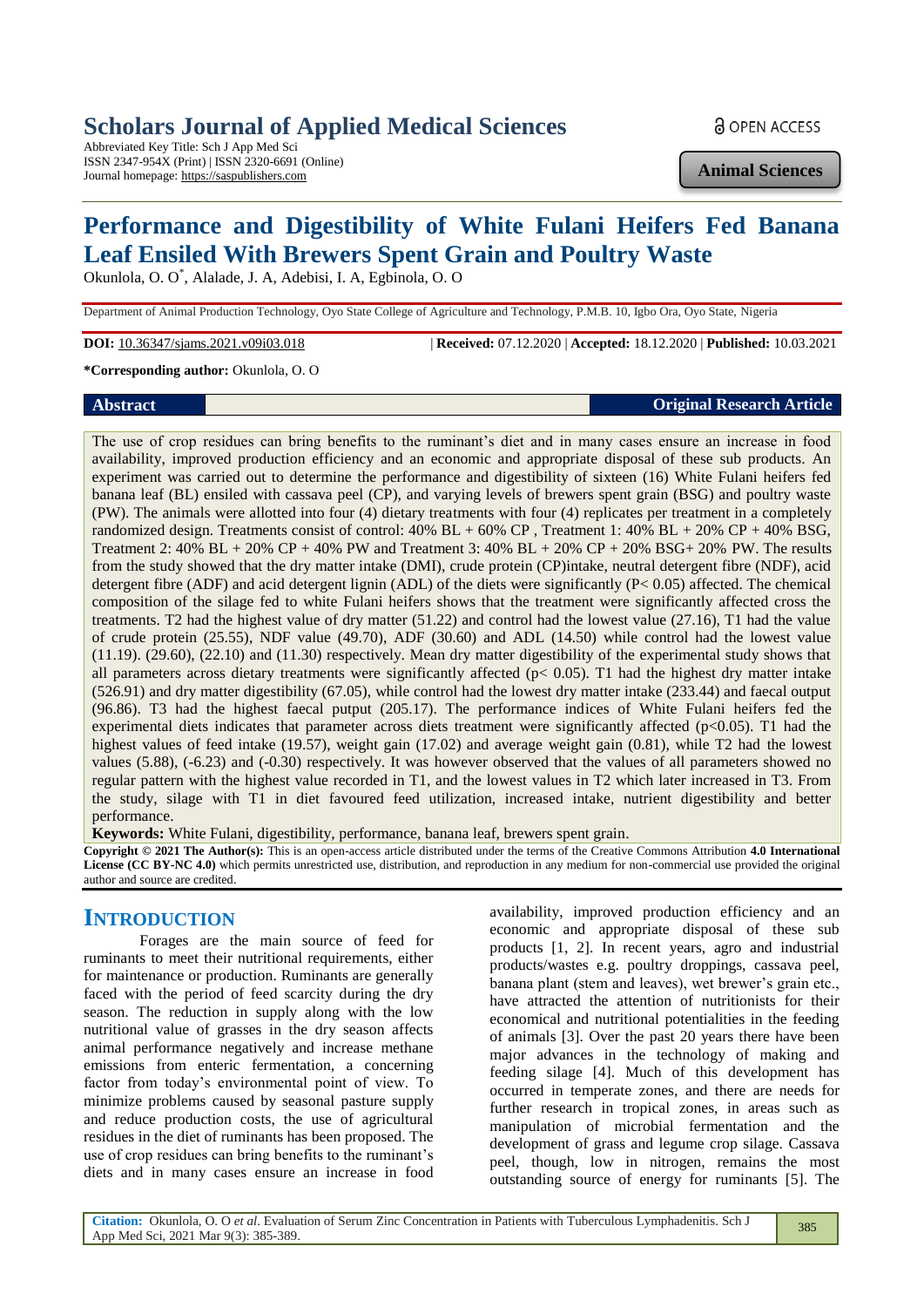# Scholars Journal of Applied Medical Sciences

Abbreviated Key Title: Sch J App Med Sci
ISSN 2347-954X (Print) | ISSN 2320-6691 (Online)
Journal homepage: https://saspublishers.com

OPEN ACCESS

**Animal Sciences**

# Performance and Digestibility of White Fulani Heifers Fed Banana Leaf Ensiled With Brewers Spent Grain and Poultry Waste

Okunlola, O. O[*], Alalade, J. A, Adebisi, I. A, Egbinola, O. O

Department of Animal Production Technology, Oyo State College of Agriculture and Technology, P.M.B. 10, Igbo Ora, Oyo State, Nigeria

**DOI:** 10.36347/sjams.2021.v09i03.018 | **Received:** 07.12.2020 | **Accepted:** 18.12.2020 | **Published:** 10.03.2021

***Corresponding author:** Okunlola, O. O

## Abstract

**Original Research Article**

The use of crop residues can bring benefits to the ruminant's diet and in many cases ensure an increase in food availability, improved production efficiency and an economic and appropriate disposal of these sub products. An experiment was carried out to determine the performance and digestibility of sixteen (16) White Fulani heifers fed banana leaf (BL) ensiled with cassava peel (CP), and varying levels of brewers spent grain (BSG) and poultry waste (PW). The animals were allotted into four (4) dietary treatments with four (4) replicates per treatment in a completely randomized design. Treatments consist of control: 40% BL + 60% CP , Treatment 1: 40% BL + 20% CP + 40% BSG, Treatment 2: 40% BL + 20% CP + 40% PW and Treatment 3: 40% BL + 20% CP + 20% BSG+ 20% PW. The results from the study showed that the dry matter intake (DMI), crude protein (CP)intake, neutral detergent fibre (NDF), acid detergent fibre (ADF) and acid detergent lignin (ADL) of the diets were significantly (P< 0.05) affected. The chemical composition of the silage fed to white Fulani heifers shows that the treatment were significantly affected cross the treatments. T2 had the highest value of dry matter (51.22) and control had the lowest value (27.16), T1 had the value of crude protein (25.55), NDF value (49.70), ADF (30.60) and ADL (14.50) while control had the lowest value (11.19). (29.60), (22.10) and (11.30) respectively. Mean dry matter digestibility of the experimental study shows that all parameters across dietary treatments were significantly affected (p< 0.05). T1 had the highest dry matter intake (526.91) and dry matter digestibility (67.05), while control had the lowest dry matter intake (233.44) and faecal output (96.86). T3 had the highest faecal putput (205.17). The performance indices of White Fulani heifers fed the experimental diets indicates that parameter across diets treatment were significantly affected (p<0.05). T1 had the highest values of feed intake (19.57), weight gain (17.02) and average weight gain (0.81), while T2 had the lowest values (5.88), (-6.23) and (-0.30) respectively. It was however observed that the values of all parameters showed no regular pattern with the highest value recorded in T1, and the lowest values in T2 which later increased in T3. From the study, silage with T1 in diet favoured feed utilization, increased intake, nutrient digestibility and better performance.

**Keywords:** White Fulani, digestibility, performance, banana leaf, brewers spent grain.

**Copyright © 2021 The Author(s):** This is an open-access article distributed under the terms of the Creative Commons Attribution **4.0 International License (CC BY-NC 4.0)** which permits unrestricted use, distribution, and reproduction in any medium for non-commercial use provided the original author and source are credited.

## INTRODUCTION

Forages are the main source of feed for ruminants to meet their nutritional requirements, either for maintenance or production. Ruminants are generally faced with the period of feed scarcity during the dry season. The reduction in supply along with the low nutritional value of grasses in the dry season affects animal performance negatively and increase methane emissions from enteric fermentation, a concerning factor from today's environmental point of view. To minimize problems caused by seasonal pasture supply and reduce production costs, the use of agricultural residues in the diet of ruminants has been proposed. The use of crop residues can bring benefits to the ruminant's diets and in many cases ensure an increase in food availability, improved production efficiency and an economic and appropriate disposal of these sub products [1, 2]. In recent years, agro and industrial products/wastes e.g. poultry droppings, cassava peel, banana plant (stem and leaves), wet brewer's grain etc., have attracted the attention of nutritionists for their economical and nutritional potentialities in the feeding of animals [3]. Over the past 20 years there have been major advances in the technology of making and feeding silage [4]. Much of this development has occurred in temperate zones, and there are needs for further research in tropical zones, in areas such as manipulation of microbial fermentation and the development of grass and legume crop silage. Cassava peel, though, low in nitrogen, remains the most outstanding source of energy for ruminants [5]. The

**Citation:** Okunlola, O. O *et al*. Evaluation of Serum Zinc Concentration in Patients with Tuberculous Lymphadenitis. Sch J App Med Sci, 2021 Mar 9(3): 385-389.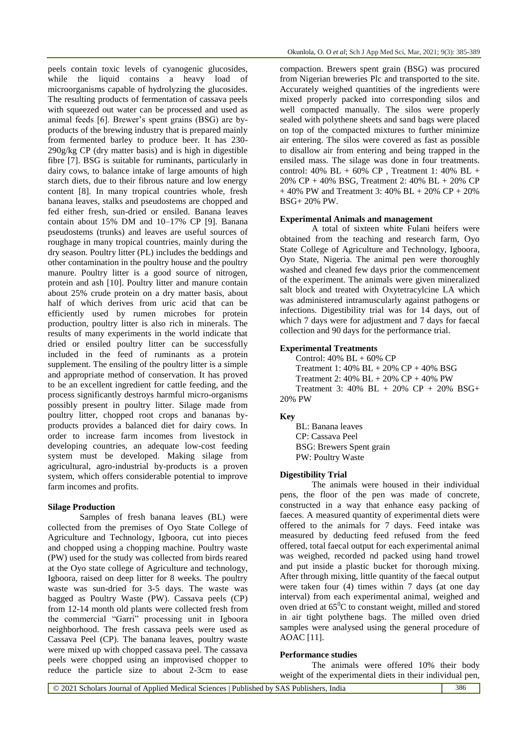peels contain toxic levels of cyanogenic glucosides, while the liquid contains a heavy load of microorganisms capable of hydrolyzing the glucosides. The resulting products of fermentation of cassava peels with squeezed out water can be processed and used as animal feeds [6]. Brewer's spent grains (BSG) are by-products of the brewing industry that is prepared mainly from fermented barley to produce beer. It has 230-290g/kg CP (dry matter basis) and is high in digestible fibre [7]. BSG is suitable for ruminants, particularly in dairy cows, to balance intake of large amounts of high starch diets, due to their fibrous nature and low energy content [8]. In many tropical countries whole, fresh banana leaves, stalks and pseudostems are chopped and fed either fresh, sun-dried or ensiled. Banana leaves contain about 15% DM and 10–17% CP [9]. Banana pseudostems (trunks) and leaves are useful sources of roughage in many tropical countries, mainly during the dry season. Poultry litter (PL) includes the beddings and other contamination in the poultry house and the poultry manure. Poultry litter is a good source of nitrogen, protein and ash [10]. Poultry litter and manure contain about 25% crude protein on a dry matter basis, about half of which derives from uric acid that can be efficiently used by rumen microbes for protein production, poultry litter is also rich in minerals. The results of many experiments in the world indicate that dried or ensiled poultry litter can be successfully included in the feed of ruminants as a protein supplement. The ensiling of the poultry litter is a simple and appropriate method of conservation. It has proved to be an excellent ingredient for cattle feeding, and the process significantly destroys harmful micro-organisms possibly present in poultry litter. Silage made from poultry litter, chopped root crops and bananas by-products provides a balanced diet for dairy cows. In order to increase farm incomes from livestock in developing countries, an adequate low-cost feeding system must be developed. Making silage from agricultural, agro-industrial by-products is a proven system, which offers considerable potential to improve farm incomes and profits.

**Silage Production**

Samples of fresh banana leaves (BL) were collected from the premises of Oyo State College of Agriculture and Technology, Igboora, cut into pieces and chopped using a chopping machine. Poultry waste (PW) used for the study was collected from birds reared at the Oyo state college of Agriculture and technology, Igboora, raised on deep litter for 8 weeks. The poultry waste was sun-dried for 3-5 days. The waste was bagged as Poultry Waste (PW). Cassava peels (CP) from 12-14 month old plants were collected fresh from the commercial "Garri" processing unit in Igboora neighborhood. The fresh cassava peels were used as Cassava Peel (CP). The banana leaves, poultry waste were mixed up with chopped cassava peel. The cassava peels were chopped using an improvised chopper to reduce the particle size to about 2-3cm to ease compaction. Brewers spent grain (BSG) was procured from Nigerian breweries Plc and transported to the site. Accurately weighed quantities of the ingredients were mixed properly packed into corresponding silos and well compacted manually. The silos were properly sealed with polythene sheets and sand bags were placed on top of the compacted mixtures to further minimize air entering. The silos were covered as fast as possible to disallow air from entering and being trapped in the ensiled mass. The silage was done in four treatments. control: 40% BL + 60% CP , Treatment 1: 40% BL + 20% CP + 40% BSG, Treatment 2: 40% BL + 20% CP + 40% PW and Treatment 3: 40% BL + 20% CP + 20% BSG+ 20% PW.

**Experimental Animals and management**

A total of sixteen white Fulani heifers were obtained from the teaching and research farm, Oyo State College of Agriculture and Technology, Igboora, Oyo State, Nigeria. The animal pen were thoroughly washed and cleaned few days prior the commencement of the experiment. The animals were given mineralized salt block and treated with Oxytetracylcine LA which was administered intramuscularly against pathogens or infections. Digestibility trial was for 14 days, out of which 7 days were for adjustment and 7 days for faecal collection and 90 days for the performance trial.

**Experimental Treatments**

Control: 40% BL + 60% CP
Treatment 1: 40% BL + 20% CP + 40% BSG
Treatment 2: 40% BL + 20% CP + 40% PW
Treatment 3: 40% BL + 20% CP + 20% BSG+ 20% PW

**Key**

BL: Banana leaves
CP: Cassava Peel
BSG: Brewers Spent grain
PW: Poultry Waste

**Digestibility Trial**

The animals were housed in their individual pens, the floor of the pen was made of concrete, constructed in a way that enhance easy packing of faeces. A measured quantity of experimental diets were offered to the animals for 7 days. Feed intake was measured by deducting feed refused from the feed offered, total faecal output for each experimental animal was weighed, recorded nd packed using hand trowel and put inside a plastic bucket for thorough mixing. After through mixing, little quantity of the faecal output were taken four (4) times within 7 days (at one day interval) from each experimental animal, weighed and oven dried at 65$^0$C to constant weight, milled and stored in air tight polythene bags. The milled oven dried samples were analysed using the general procedure of AOAC [11].

**Performance studies**

The animals were offered 10% their body weight of the experimental diets in their individual pen,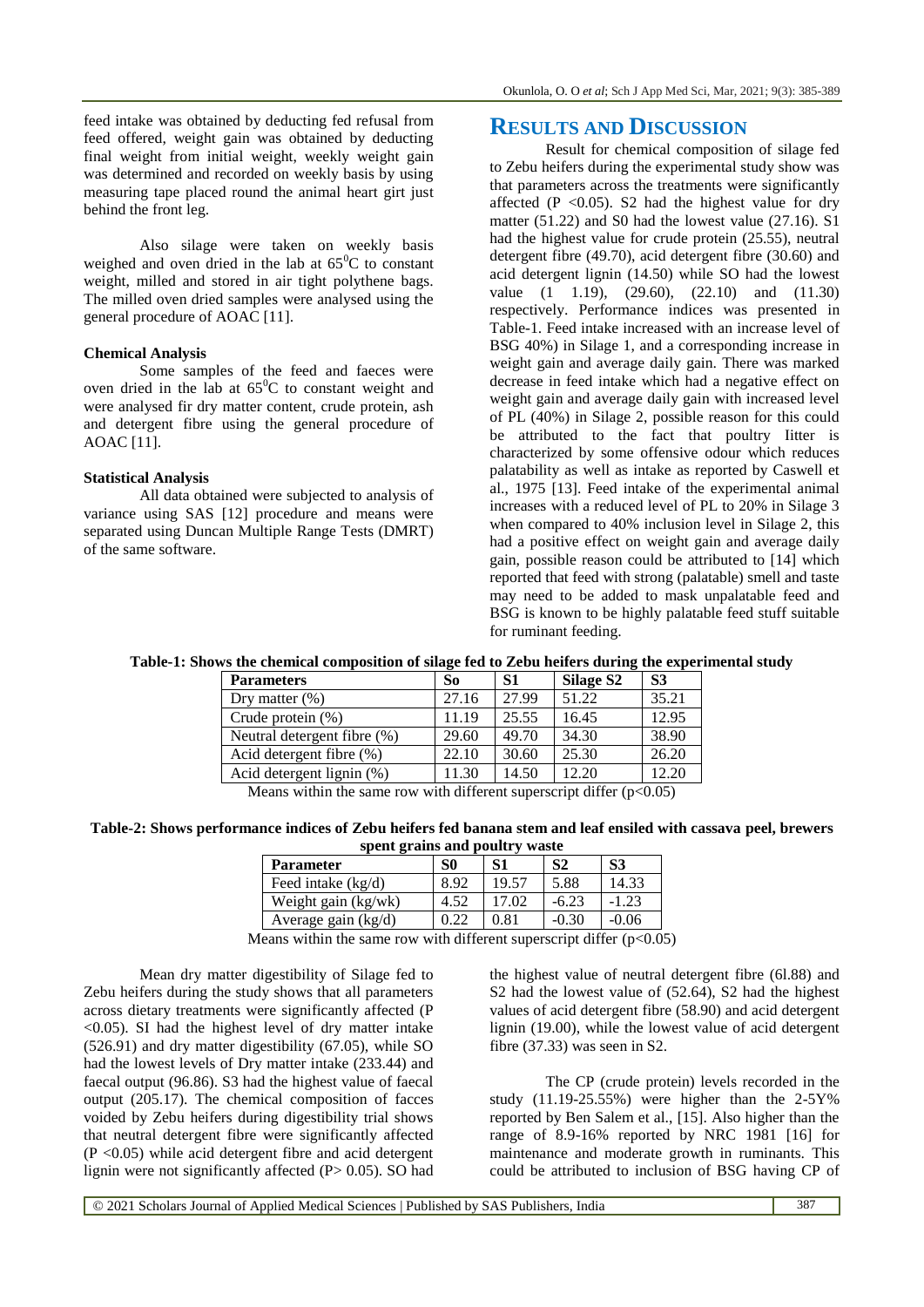feed intake was obtained by deducting fed refusal from feed offered, weight gain was obtained by deducting final weight from initial weight, weekly weight gain was determined and recorded on weekly basis by using measuring tape placed round the animal heart girt just behind the front leg.

Also silage were taken on weekly basis weighed and oven dried in the lab at $65^0$C to constant weight, milled and stored in air tight polythene bags. The milled oven dried samples were analysed using the general procedure of AOAC [11].

**Chemical Analysis**

Some samples of the feed and faeces were oven dried in the lab at $65^0$C to constant weight and were analysed fir dry matter content, crude protein, ash and detergent fibre using the general procedure of AOAC [11].

**Statistical Analysis**

All data obtained were subjected to analysis of variance using SAS [12] procedure and means were separated using Duncan Multiple Range Tests (DMRT) of the same software.

## RESULTS AND DISCUSSION

Result for chemical composition of silage fed to Zebu heifers during the experimental study show was that parameters across the treatments were significantly affected (P <0.05). S2 had the highest value for dry matter (51.22) and S0 had the lowest value (27.16). S1 had the highest value for crude protein (25.55), neutral detergent fibre (49.70), acid detergent fibre (30.60) and acid detergent lignin (14.50) while SO had the lowest value (1 1.19), (29.60), (22.10) and (11.30) respectively. Performance indices was presented in Table-1. Feed intake increased with an increase level of BSG 40%) in Silage 1, and a corresponding increase in weight gain and average daily gain. There was marked decrease in feed intake which had a negative effect on weight gain and average daily gain with increased level of PL (40%) in Silage 2, possible reason for this could be attributed to the fact that poultry Iitter is characterized by some offensive odour which reduces palatability as well as intake as reported by Caswell et al., 1975 [13]. Feed intake of the experimental animal increases with a reduced level of PL to 20% in Silage 3 when compared to 40% inclusion level in Silage 2, this had a positive effect on weight gain and average daily gain, possible reason could be attributed to [14] which reported that feed with strong (palatable) smell and taste may need to be added to mask unpalatable feed and BSG is known to be highly palatable feed stuff suitable for ruminant feeding.

**Table-1: Shows the chemical composition of silage fed to Zebu heifers during the experimental study**

| Parameters | So | S1 | Silage S2 | S3 |
|---|---|---|---|---|
| Dry matter (%) | 27.16 | 27.99 | 51.22 | 35.21 |
| Crude protein (%) | 11.19 | 25.55 | 16.45 | 12.95 |
| Neutral detergent fibre (%) | 29.60 | 49.70 | 34.30 | 38.90 |
| Acid detergent fibre (%) | 22.10 | 30.60 | 25.30 | 26.20 |
| Acid detergent lignin (%) | 11.30 | 14.50 | 12.20 | 12.20 |

Means within the same row with different superscript differ (p<0.05)

**Table-2: Shows performance indices of Zebu heifers fed banana stem and leaf ensiled with cassava peel, brewers spent grains and poultry waste**

| Parameter | S0 | S1 | S2 | S3 |
|---|---|---|---|---|
| Feed intake (kg/d) | 8.92 | 19.57 | 5.88 | 14.33 |
| Weight gain (kg/wk) | 4.52 | 17.02 | -6.23 | -1.23 |
| Average gain (kg/d) | 0.22 | 0.81 | -0.30 | -0.06 |

Means within the same row with different superscript differ (p<0.05)

Mean dry matter digestibility of Silage fed to Zebu heifers during the study shows that all parameters across dietary treatments were significantly affected (P <0.05). SI had the highest level of dry matter intake (526.91) and dry matter digestibility (67.05), while SO had the lowest levels of Dry matter intake (233.44) and faecal output (96.86). S3 had the highest value of faecal output (205.17). The chemical composition of facces voided by Zebu heifers during digestibility trial shows that neutral detergent fibre were significantly affected (P <0.05) while acid detergent fibre and acid detergent lignin were not significantly affected (P> 0.05). SO had the highest value of neutral detergent fibre (6l.88) and S2 had the lowest value of (52.64), S2 had the highest values of acid detergent fibre (58.90) and acid detergent lignin (19.00), while the lowest value of acid detergent fibre (37.33) was seen in S2.

The CP (crude protein) levels recorded in the study (11.19-25.55%) were higher than the 2-5Y% reported by Ben Salem et al., [15]. Also higher than the range of 8.9-16% reported by NRC 1981 [16] for maintenance and moderate growth in ruminants. This could be attributed to inclusion of BSG having CP of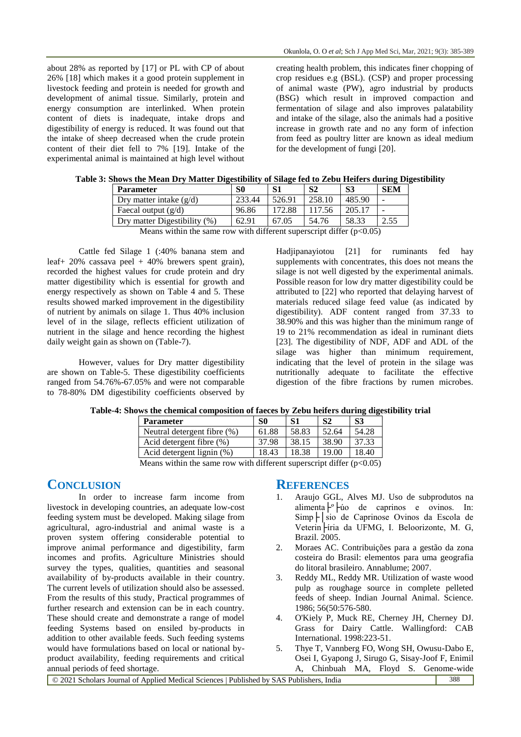about 28% as reported by [17] or PL with CP of about 26% [18] which makes it a good protein supplement in livestock feeding and protein is needed for growth and development of animal tissue. Similarly, protein and energy consumption are interlinked. When protein content of diets is inadequate, intake drops and digestibility of energy is reduced. It was found out that the intake of sheep decreased when the crude protein content of their diet fell to 7% [19]. Intake of the experimental animal is maintained at high level without creating health problem, this indicates finer chopping of crop residues e.g (BSL). (CSP) and proper processing of animal waste (PW), agro industrial by products (BSG) which result in improved compaction and fermentation of silage and also improves palatability and intake of the silage, also the animals had a positive increase in growth rate and no any form of infection from feed as poultry litter are known as ideal medium for the development of fungi [20].

**Table 3: Shows the Mean Dry Matter Digestibility of Silage fed to Zebu Heifers during Digestibility**

| Parameter | S0 | S1 | S2 | S3 | SEM |
|---|---|---|---|---|---|
| Dry matter intake (g/d) | 233.44 | 526.91 | 258.10 | 485.90 | - |
| Faecal output (g/d) | 96.86 | 172.88 | 117.56 | 205.17 | - |
| Dry matter Digestibility (%) | 62.91 | 67.05 | 54.76 | 58.33 | 2.55 |

Means within the same row with different superscript differ ($p<0.05$)

Cattle fed Silage 1 (:40% banana stem and leaf+ 20% cassava peel + 40% brewers spent grain), recorded the highest values for crude protein and dry matter digestibility which is essential for growth and energy respectively as shown on Table 4 and 5. These results showed marked improvement in the digestibility of nutrient by animals on silage 1. Thus 40% inclusion level of in the silage, reflects efficient utilization of nutrient in the silage and hence recording the highest daily weight gain as shown on (Table-7).

However, values for Dry matter digestibility are shown on Table-5. These digestibility coefficients ranged from 54.76%-67.05% and were not comparable to 78-80% DM digestibility coefficients observed by Hadjipanayiotou [21] for ruminants fed hay supplements with concentrates, this does not means the silage is not well digested by the experimental animals. Possible reason for low dry matter digestibility could be attributed to [22] who reported that delaying harvest of materials reduced silage feed value (as indicated by digestibility). ADF content ranged from 37.33 to 38.90% and this was higher than the minimum range of 19 to 21% recommendation as ideal in ruminant diets [23]. The digestibility of NDF, ADF and ADL of the silage was higher than minimum requirement, indicating that the level of protein in the silage was nutritionally adequate to facilitate the effective digestion of the fibre fractions by rumen microbes.

**Table-4: Shows the chemical composition of faeces by Zebu heifers during digestibility trial**

| Parameter | S0 | S1 | S2 | S3 |
|---|---|---|---|---|
| Neutral detergent fibre (%) | 61.88 | 58.83 | 52.64 | 54.28 |
| Acid detergent fibre (%) | 37.98 | 38.15 | 38.90 | 37.33 |
| Acid detergent lignin (%) | 18.43 | 18.38 | 19.00 | 18.40 |

Means within the same row with different superscript differ ($p<0.05$)

## CONCLUSION

In order to increase farm income from livestock in developing countries, an adequate low-cost feeding system must be developed. Making silage from agricultural, agro-industrial and animal waste is a proven system offering considerable potential to improve animal performance and digestibility, farm incomes and profits. Agriculture Ministries should survey the types, qualities, quantities and seasonal availability of by-products available in their country. The current levels of utilization should also be assessed. From the results of this study, Practical programmes of further research and extension can be in each country. These should create and demonstrate a range of model feeding Systems based on ensiled by-products in addition to other available feeds. Such feeding systems would have formulations based on local or national by-product availability, feeding requirements and critical annual periods of feed shortage.

## REFERENCES

1. Araujo GGL, Alves MJ. Uso de subprodutos na alimenta├º├úo de caprinos e ovinos. In: Simp├│sio de Caprinose Ovinos da Escola de Veterin├íria da UFMG, I. Beloorizonte, M. G, Brazil. 2005.
2. Moraes AC. Contribuições para a gestão da zona costeira do Brasil: elementos para uma geografia do litoral brasileiro. Annablume; 2007.
3. Reddy ML, Reddy MR. Utilization of waste wood pulp as roughage source in complete pelleted feeds of sheep. Indian Journal Animal. Science. 1986; 56(50:576-580.
4. O'Kiely P, Muck RE, Cherney JH, Cherney DJ. Grass for Dairy Cattle. Wallingford: CAB International. 1998:223-51.
5. Thye T, Vannberg FO, Wong SH, Owusu-Dabo E, Osei I, Gyapong J, Sirugo G, Sisay-Joof F, Enimil A, Chinbuah MA, Floyd S. Genome-wide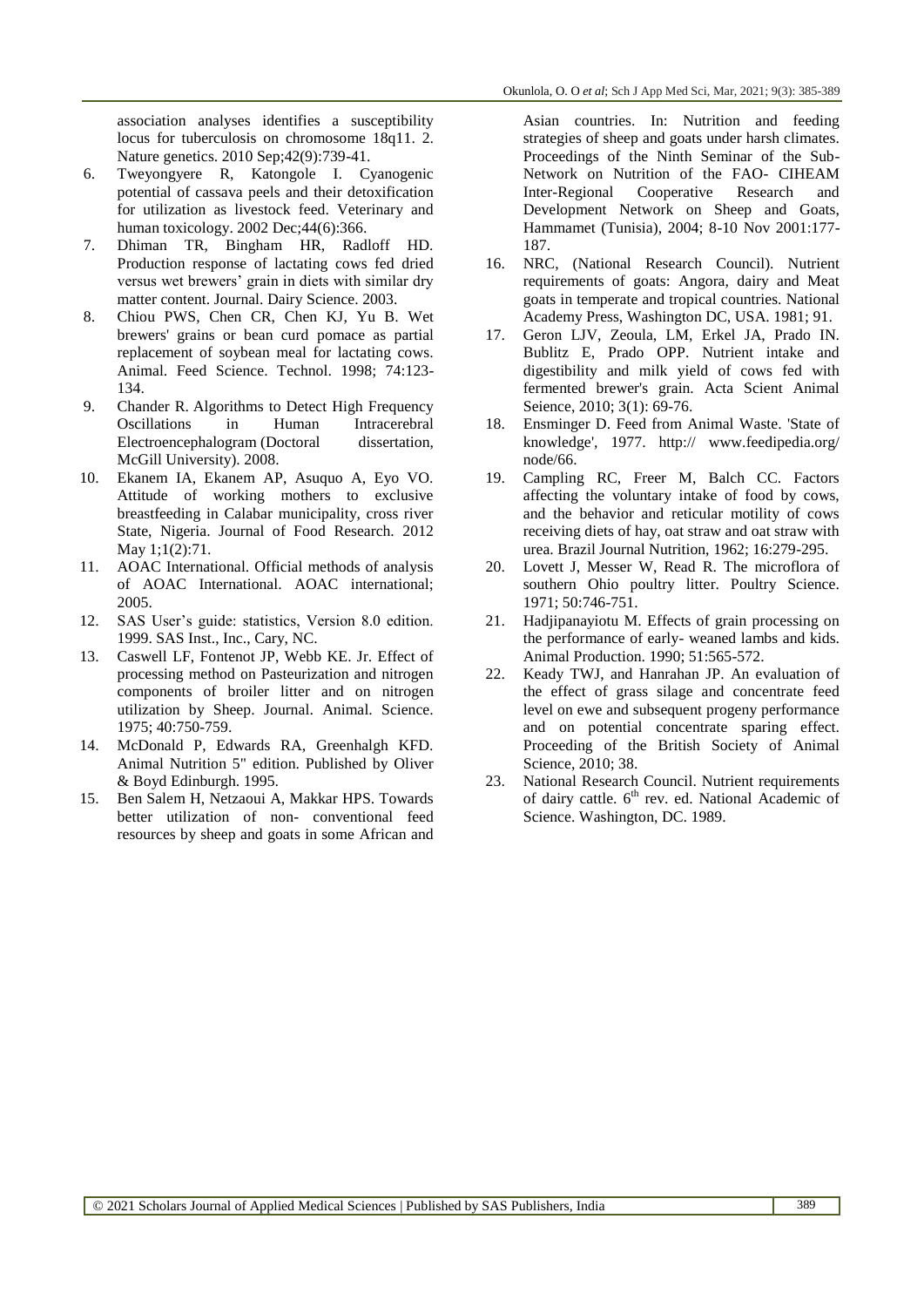association analyses identifies a susceptibility locus for tuberculosis on chromosome 18q11. 2. Nature genetics. 2010 Sep;42(9):739-41.

6. Tweyongyere R, Katongole I. Cyanogenic potential of cassava peels and their detoxification for utilization as livestock feed. Veterinary and human toxicology. 2002 Dec;44(6):366.
7. Dhiman TR, Bingham HR, Radloff HD. Production response of lactating cows fed dried versus wet brewers' grain in diets with similar dry matter content. Journal. Dairy Science. 2003.
8. Chiou PWS, Chen CR, Chen KJ, Yu B. Wet brewers' grains or bean curd pomace as partial replacement of soybean meal for lactating cows. Animal. Feed Science. Technol. 1998; 74:123-134.
9. Chander R. Algorithms to Detect High Frequency Oscillations in Human Intracerebral Electroencephalogram (Doctoral dissertation, McGill University). 2008.
10. Ekanem IA, Ekanem AP, Asuquo A, Eyo VO. Attitude of working mothers to exclusive breastfeeding in Calabar municipality, cross river State, Nigeria. Journal of Food Research. 2012 May 1;1(2):71.
11. AOAC International. Official methods of analysis of AOAC International. AOAC international; 2005.
12. SAS User's guide: statistics, Version 8.0 edition. 1999. SAS Inst., Inc., Cary, NC.
13. Caswell LF, Fontenot JP, Webb KE. Jr. Effect of processing method on Pasteurization and nitrogen components of broiler litter and on nitrogen utilization by Sheep. Journal. Animal. Science. 1975; 40:750-759.
14. McDonald P, Edwards RA, Greenhalgh KFD. Animal Nutrition 5" edition. Published by Oliver & Boyd Edinburgh. 1995.
15. Ben Salem H, Netzaoui A, Makkar HPS. Towards better utilization of non- conventional feed resources by sheep and goats in some African and Asian countries. In: Nutrition and feeding strategies of sheep and goats under harsh climates. Proceedings of the Ninth Seminar of the Sub-Network on Nutrition of the FAO- CIHEAM Inter-Regional Cooperative Research and Development Network on Sheep and Goats, Hammamet (Tunisia), 2004; 8-10 Nov 2001:177-187.
16. NRC, (National Research Council). Nutrient requirements of goats: Angora, dairy and Meat goats in temperate and tropical countries. National Academy Press, Washington DC, USA. 1981; 91.
17. Geron LJV, Zeoula, LM, Erkel JA, Prado IN. Bublitz E, Prado OPP. Nutrient intake and digestibility and milk yield of cows fed with fermented brewer's grain. Acta Scient Animal Seience, 2010; 3(1): 69-76.
18. Ensminger D. Feed from Animal Waste. 'State of knowledge', 1977. http:// www.feedipedia.org/ node/66.
19. Campling RC, Freer M, Balch CC. Factors affecting the voluntary intake of food by cows, and the behavior and reticular motility of cows receiving diets of hay, oat straw and oat straw with urea. Brazil Journal Nutrition, 1962; 16:279-295.
20. Lovett J, Messer W, Read R. The microflora of southern Ohio poultry litter. Poultry Science. 1971; 50:746-751.
21. Hadjipanayiotu M. Effects of grain processing on the performance of early- weaned lambs and kids. Animal Production. 1990; 51:565-572.
22. Keady TWJ, and Hanrahan JP. An evaluation of the effect of grass silage and concentrate feed level on ewe and subsequent progeny performance and on potential concentrate sparing effect. Proceeding of the British Society of Animal Science, 2010; 38.
23. National Research Council. Nutrient requirements of dairy cattle. 6th rev. ed. National Academic of Science. Washington, DC. 1989.